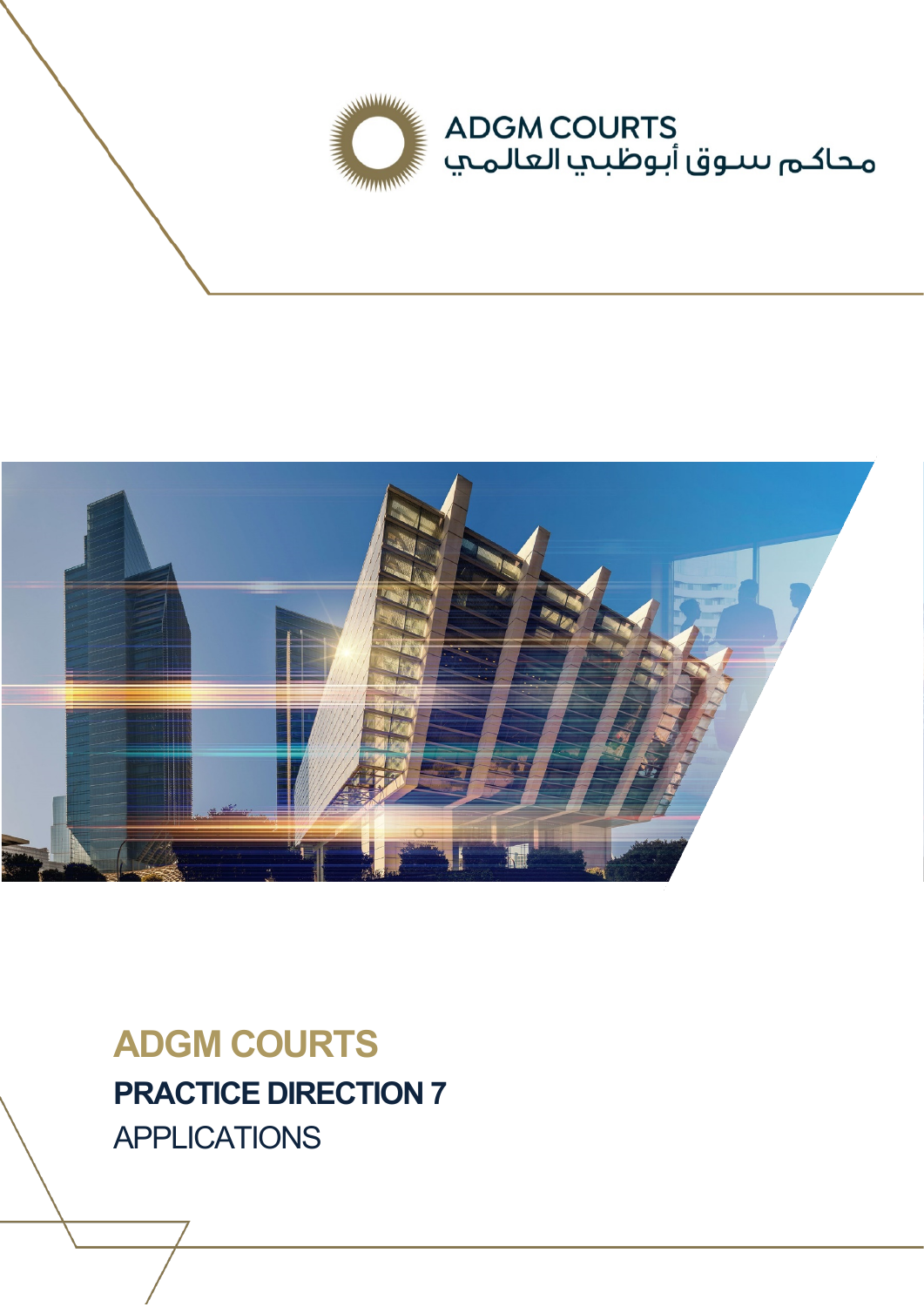ADGM COURTS
محاكم سوق أبوظبي العالمي

# ADGM COURTS

## PRACTICE DIRECTION 7

APPLICATIONS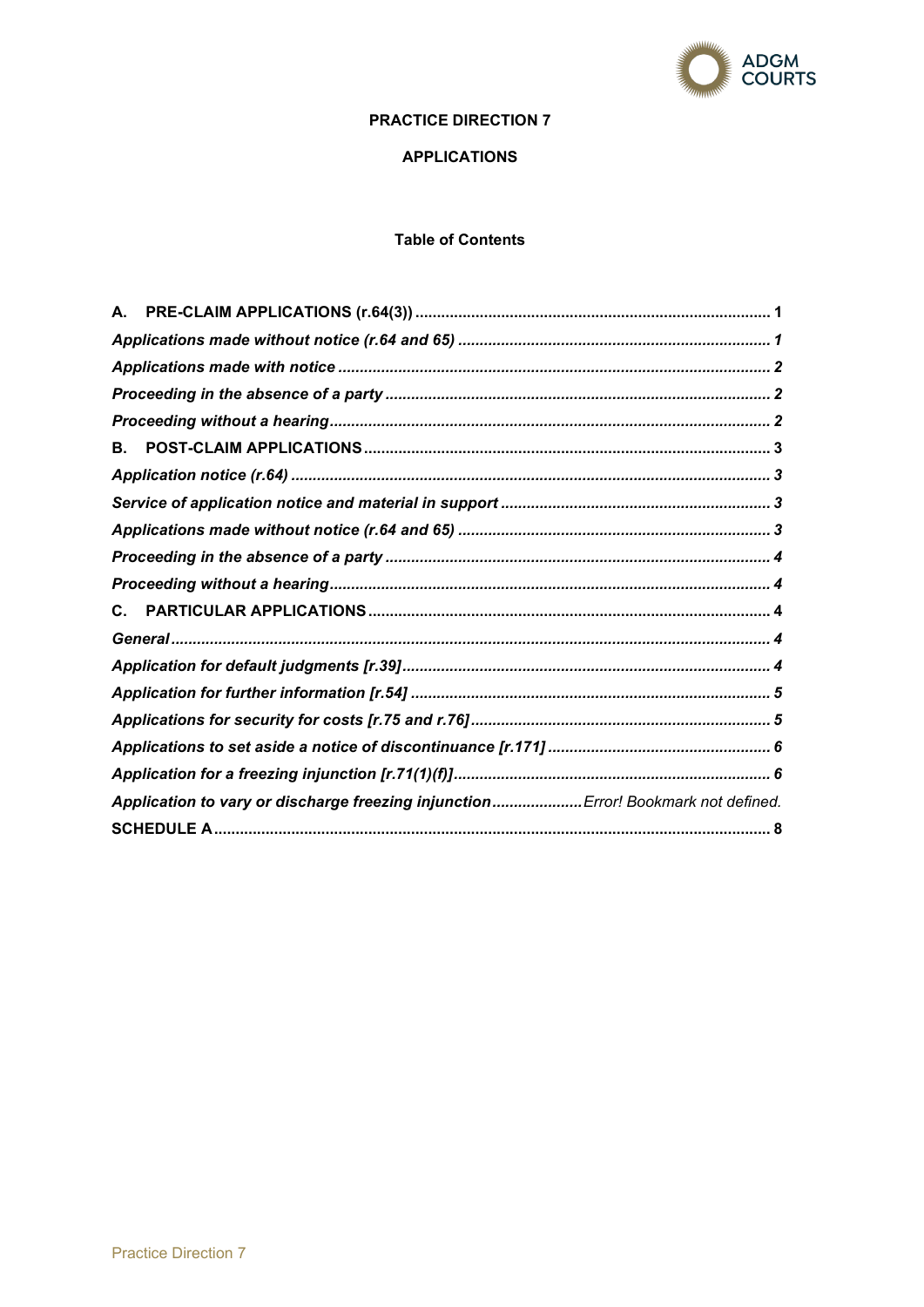**PRACTICE DIRECTION 7**

**APPLICATIONS**

**Table of Contents**

| | |
|---|---|
| **A. PRE-CLAIM APPLICATIONS (r.64(3))** | **1** |
| ***Applications made without notice (r.64 and 65)*** | ***1*** |
| ***Applications made with notice*** | ***2*** |
| ***Proceeding in the absence of a party*** | ***2*** |
| ***Proceeding without a hearing*** | ***2*** |
| **B. POST-CLAIM APPLICATIONS** | **3** |
| ***Application notice (r.64)*** | ***3*** |
| ***Service of application notice and material in support*** | ***3*** |
| ***Applications made without notice (r.64 and 65)*** | ***3*** |
| ***Proceeding in the absence of a party*** | ***4*** |
| ***Proceeding without a hearing*** | ***4*** |
| **C. PARTICULAR APPLICATIONS** | **4** |
| ***General*** | ***4*** |
| ***Application for default judgments [r.39]*** | ***4*** |
| ***Application for further information [r.54]*** | ***5*** |
| ***Applications for security for costs [r.75 and r.76]*** | ***5*** |
| ***Applications to set aside a notice of discontinuance [r.171]*** | ***6*** |
| ***Application for a freezing injunction [r.71(1)(f)]*** | ***6*** |
| ***Application to vary or discharge freezing injunction*** | *Error! Bookmark not defined.* |
| **SCHEDULE A** | **8** |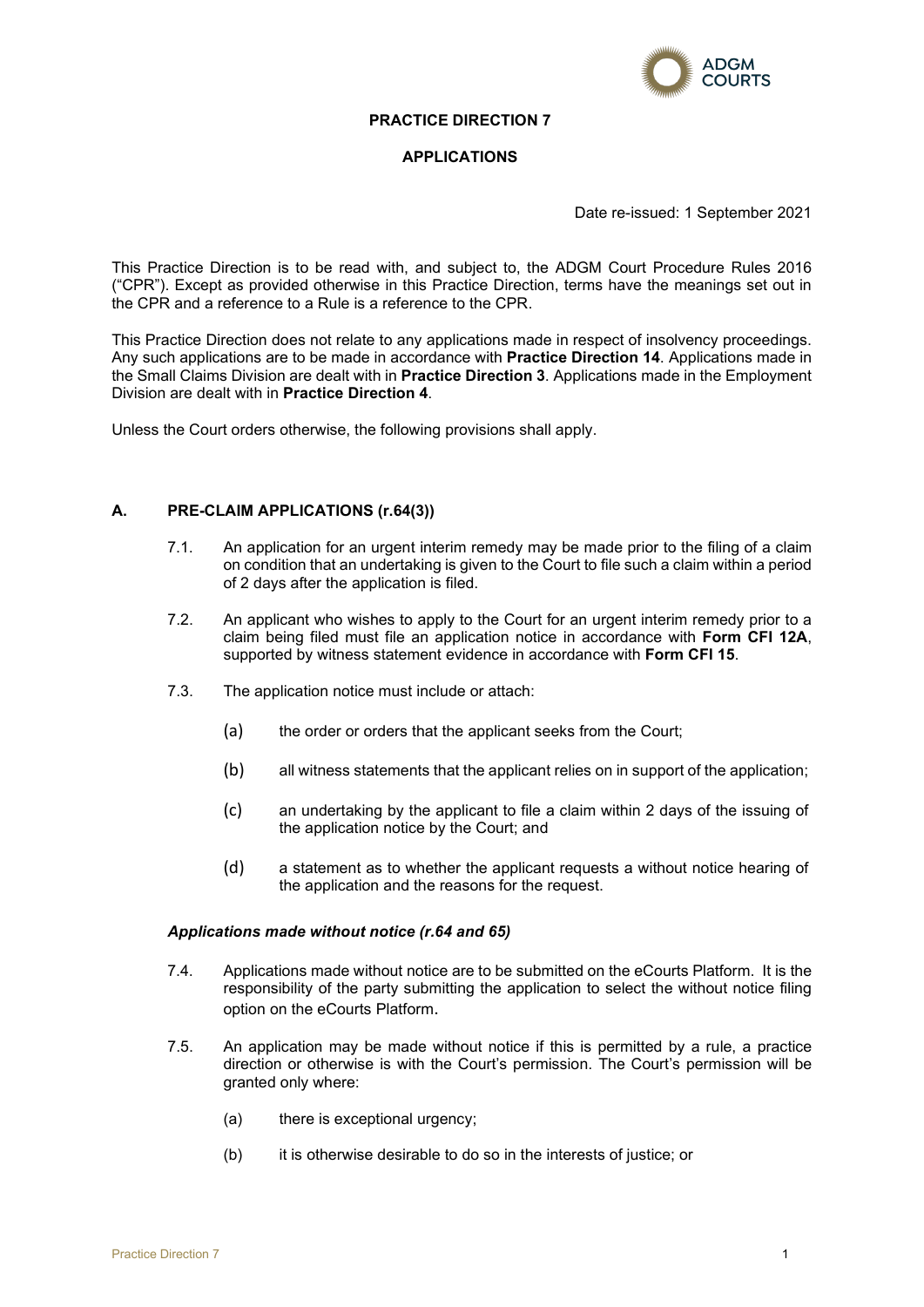# PRACTICE DIRECTION 7

## APPLICATIONS

Date re-issued: 1 September 2021

This Practice Direction is to be read with, and subject to, the ADGM Court Procedure Rules 2016 ("CPR"). Except as provided otherwise in this Practice Direction, terms have the meanings set out in the CPR and a reference to a Rule is a reference to the CPR.

This Practice Direction does not relate to any applications made in respect of insolvency proceedings. Any such applications are to be made in accordance with **Practice Direction 14**. Applications made in the Small Claims Division are dealt with in **Practice Direction 3**. Applications made in the Employment Division are dealt with in **Practice Direction 4**.

Unless the Court orders otherwise, the following provisions shall apply.

## A. PRE-CLAIM APPLICATIONS (r.64(3))

7.1. An application for an urgent interim remedy may be made prior to the filing of a claim on condition that an undertaking is given to the Court to file such a claim within a period of 2 days after the application is filed.

7.2. An applicant who wishes to apply to the Court for an urgent interim remedy prior to a claim being filed must file an application notice in accordance with **Form CFI 12A**, supported by witness statement evidence in accordance with **Form CFI 15**.

7.3. The application notice must include or attach:

(a) the order or orders that the applicant seeks from the Court;

(b) all witness statements that the applicant relies on in support of the application;

(c) an undertaking by the applicant to file a claim within 2 days of the issuing of the application notice by the Court; and

(d) a statement as to whether the applicant requests a without notice hearing of the application and the reasons for the request.

### *Applications made without notice (r.64 and 65)*

7.4. Applications made without notice are to be submitted on the eCourts Platform. It is the responsibility of the party submitting the application to select the without notice filing option on the eCourts Platform.

7.5. An application may be made without notice if this is permitted by a rule, a practice direction or otherwise is with the Court's permission. The Court's permission will be granted only where:

(a) there is exceptional urgency;

(b) it is otherwise desirable to do so in the interests of justice; or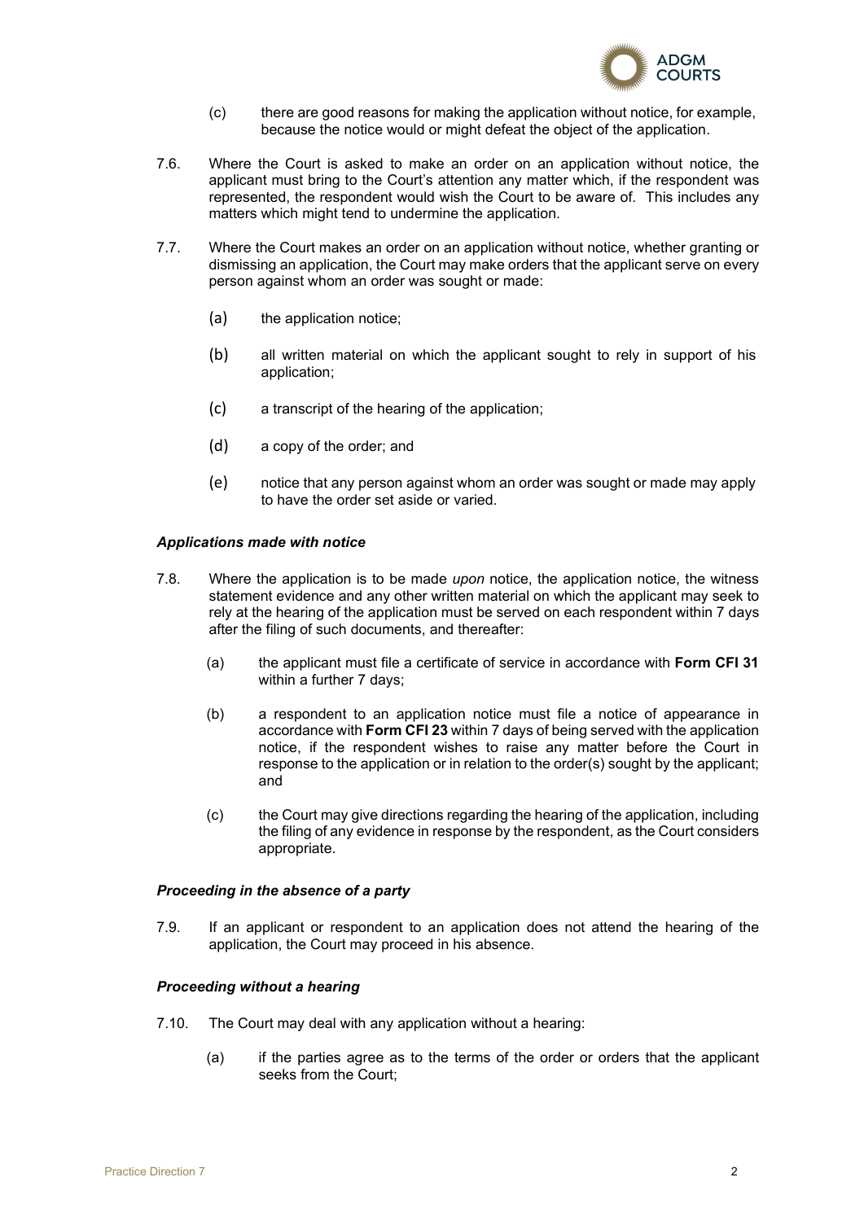(c) there are good reasons for making the application without notice, for example, because the notice would or might defeat the object of the application.

7.6. Where the Court is asked to make an order on an application without notice, the applicant must bring to the Court's attention any matter which, if the respondent was represented, the respondent would wish the Court to be aware of. This includes any matters which might tend to undermine the application.

7.7. Where the Court makes an order on an application without notice, whether granting or dismissing an application, the Court may make orders that the applicant serve on every person against whom an order was sought or made:

(a) the application notice;

(b) all written material on which the applicant sought to rely in support of his application;

(c) a transcript of the hearing of the application;

(d) a copy of the order; and

(e) notice that any person against whom an order was sought or made may apply to have the order set aside or varied.

### *Applications made with notice*

7.8. Where the application is to be made *upon* notice, the application notice, the witness statement evidence and any other written material on which the applicant may seek to rely at the hearing of the application must be served on each respondent within 7 days after the filing of such documents, and thereafter:

(a) the applicant must file a certificate of service in accordance with **Form CFI 31** within a further 7 days;

(b) a respondent to an application notice must file a notice of appearance in accordance with **Form CFI 23** within 7 days of being served with the application notice, if the respondent wishes to raise any matter before the Court in response to the application or in relation to the order(s) sought by the applicant; and

(c) the Court may give directions regarding the hearing of the application, including the filing of any evidence in response by the respondent, as the Court considers appropriate.

### *Proceeding in the absence of a party*

7.9. If an applicant or respondent to an application does not attend the hearing of the application, the Court may proceed in his absence.

### *Proceeding without a hearing*

7.10. The Court may deal with any application without a hearing:

(a) if the parties agree as to the terms of the order or orders that the applicant seeks from the Court;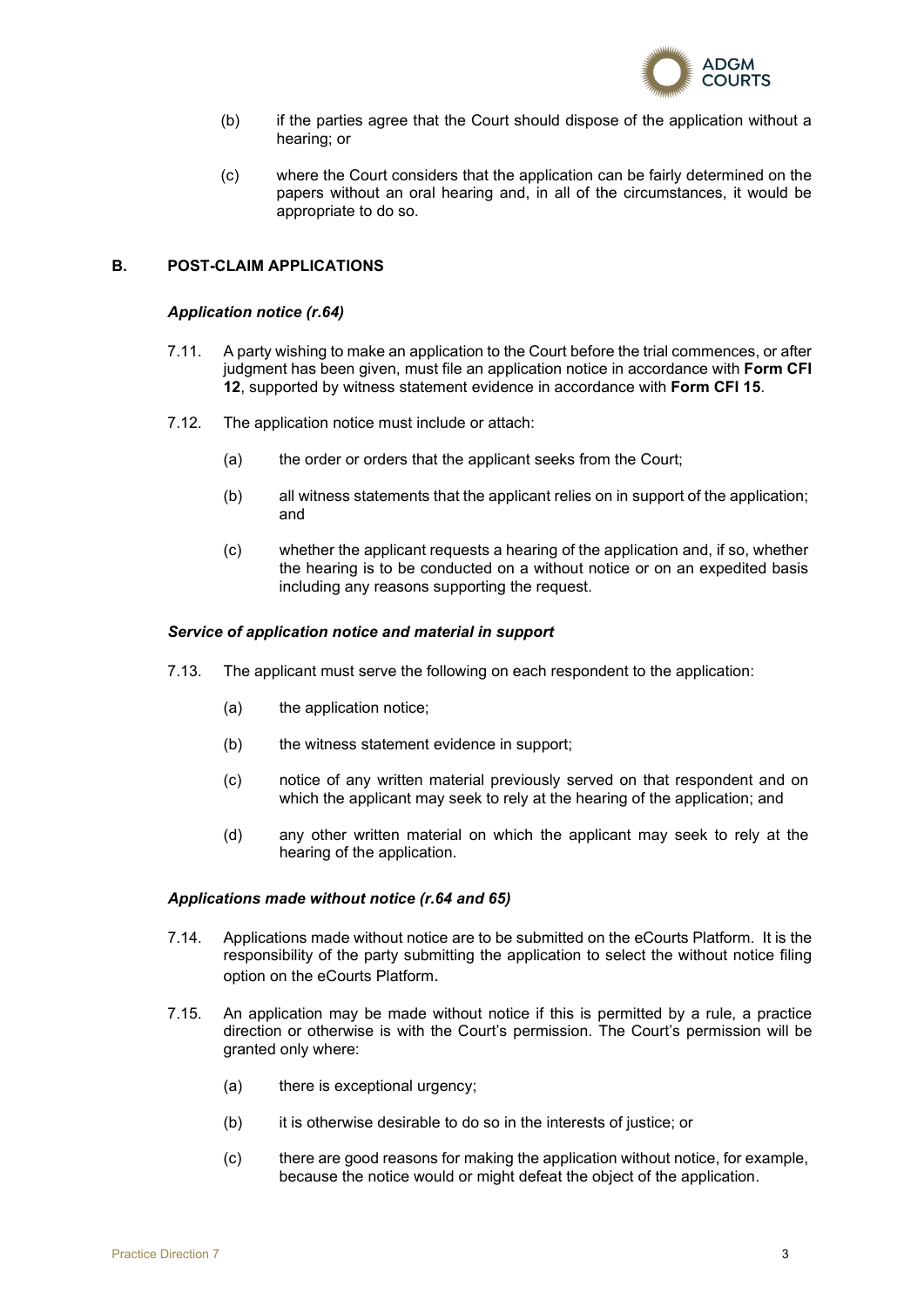(b) if the parties agree that the Court should dispose of the application without a hearing; or

(c) where the Court considers that the application can be fairly determined on the papers without an oral hearing and, in all of the circumstances, it would be appropriate to do so.

## B. POST-CLAIM APPLICATIONS

### *Application notice (r.64)*

7.11. A party wishing to make an application to the Court before the trial commences, or after judgment has been given, must file an application notice in accordance with **Form CFI 12**, supported by witness statement evidence in accordance with **Form CFI 15**.

7.12. The application notice must include or attach:

(a) the order or orders that the applicant seeks from the Court;

(b) all witness statements that the applicant relies on in support of the application; and

(c) whether the applicant requests a hearing of the application and, if so, whether the hearing is to be conducted on a without notice or on an expedited basis including any reasons supporting the request.

### *Service of application notice and material in support*

7.13. The applicant must serve the following on each respondent to the application:

(a) the application notice;

(b) the witness statement evidence in support;

(c) notice of any written material previously served on that respondent and on which the applicant may seek to rely at the hearing of the application; and

(d) any other written material on which the applicant may seek to rely at the hearing of the application.

### *Applications made without notice (r.64 and 65)*

7.14. Applications made without notice are to be submitted on the eCourts Platform. It is the responsibility of the party submitting the application to select the without notice filing option on the eCourts Platform.

7.15. An application may be made without notice if this is permitted by a rule, a practice direction or otherwise is with the Court's permission. The Court's permission will be granted only where:

(a) there is exceptional urgency;

(b) it is otherwise desirable to do so in the interests of justice; or

(c) there are good reasons for making the application without notice, for example, because the notice would or might defeat the object of the application.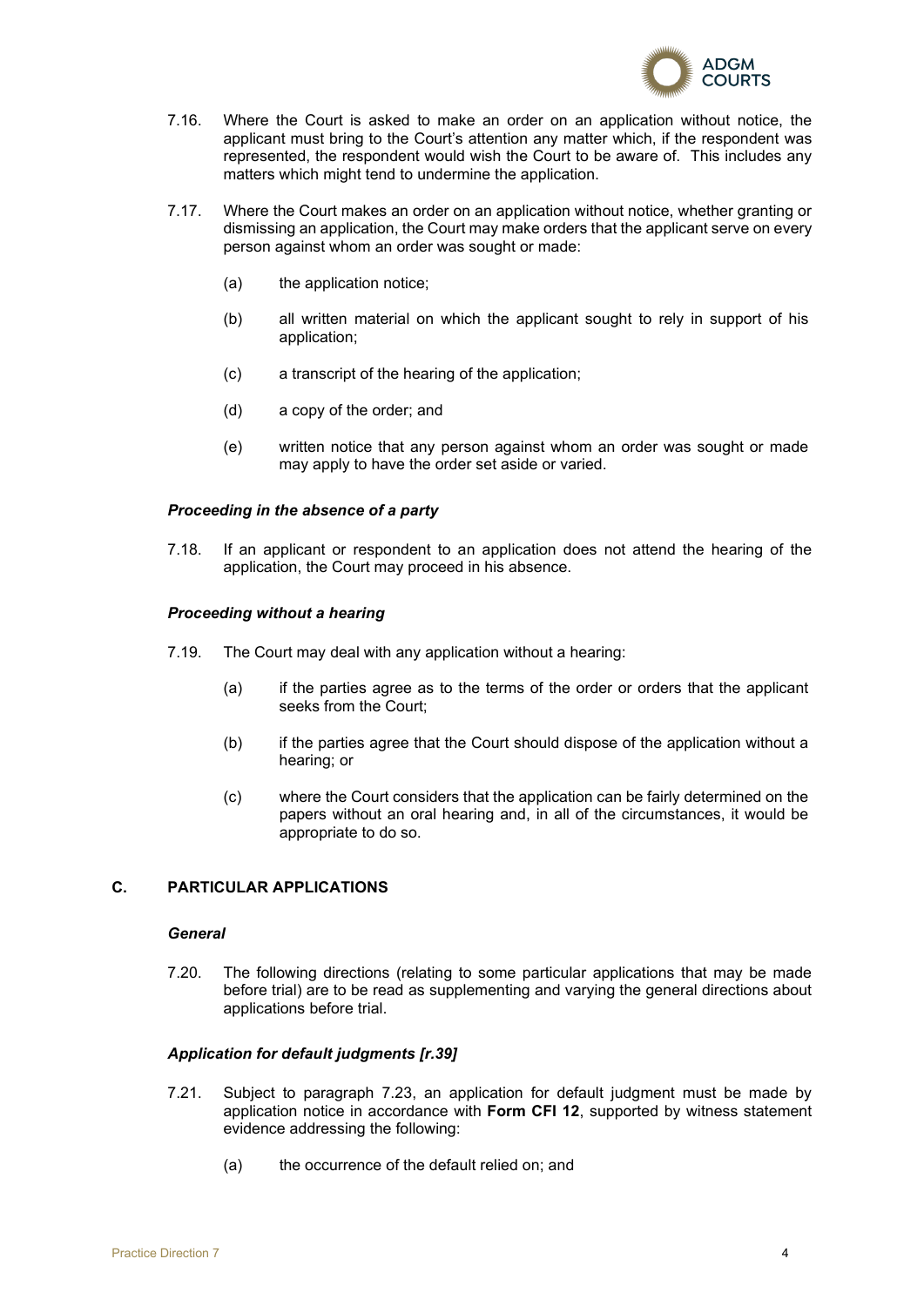7.16. Where the Court is asked to make an order on an application without notice, the applicant must bring to the Court's attention any matter which, if the respondent was represented, the respondent would wish the Court to be aware of. This includes any matters which might tend to undermine the application.

7.17. Where the Court makes an order on an application without notice, whether granting or dismissing an application, the Court may make orders that the applicant serve on every person against whom an order was sought or made:

(a) the application notice;

(b) all written material on which the applicant sought to rely in support of his application;

(c) a transcript of the hearing of the application;

(d) a copy of the order; and

(e) written notice that any person against whom an order was sought or made may apply to have the order set aside or varied.

### *Proceeding in the absence of a party*

7.18. If an applicant or respondent to an application does not attend the hearing of the application, the Court may proceed in his absence.

### *Proceeding without a hearing*

7.19. The Court may deal with any application without a hearing:

(a) if the parties agree as to the terms of the order or orders that the applicant seeks from the Court;

(b) if the parties agree that the Court should dispose of the application without a hearing; or

(c) where the Court considers that the application can be fairly determined on the papers without an oral hearing and, in all of the circumstances, it would be appropriate to do so.

## C. PARTICULAR APPLICATIONS

### *General*

7.20. The following directions (relating to some particular applications that may be made before trial) are to be read as supplementing and varying the general directions about applications before trial.

### *Application for default judgments [r.39]*

7.21. Subject to paragraph 7.23, an application for default judgment must be made by application notice in accordance with **Form CFI 12**, supported by witness statement evidence addressing the following:

(a) the occurrence of the default relied on; and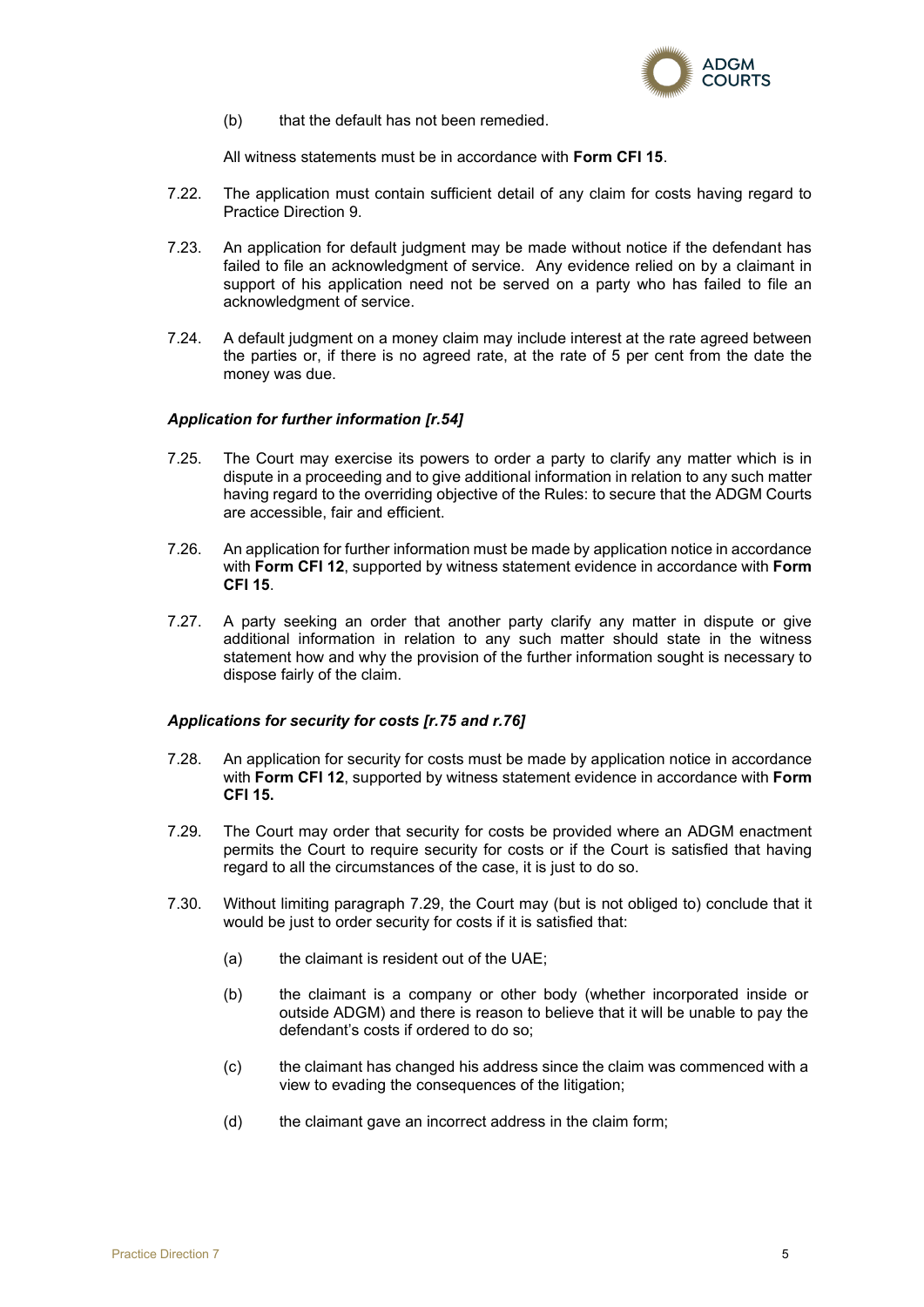(b) that the default has not been remedied.

All witness statements must be in accordance with **Form CFI 15**.

7.22. The application must contain sufficient detail of any claim for costs having regard to Practice Direction 9.

7.23. An application for default judgment may be made without notice if the defendant has failed to file an acknowledgment of service. Any evidence relied on by a claimant in support of his application need not be served on a party who has failed to file an acknowledgment of service.

7.24. A default judgment on a money claim may include interest at the rate agreed between the parties or, if there is no agreed rate, at the rate of 5 per cent from the date the money was due.

***Application for further information [r.54]***

7.25. The Court may exercise its powers to order a party to clarify any matter which is in dispute in a proceeding and to give additional information in relation to any such matter having regard to the overriding objective of the Rules: to secure that the ADGM Courts are accessible, fair and efficient.

7.26. An application for further information must be made by application notice in accordance with **Form CFI 12**, supported by witness statement evidence in accordance with **Form CFI 15**.

7.27. A party seeking an order that another party clarify any matter in dispute or give additional information in relation to any such matter should state in the witness statement how and why the provision of the further information sought is necessary to dispose fairly of the claim.

***Applications for security for costs [r.75 and r.76]***

7.28. An application for security for costs must be made by application notice in accordance with **Form CFI 12**, supported by witness statement evidence in accordance with **Form CFI 15.**

7.29. The Court may order that security for costs be provided where an ADGM enactment permits the Court to require security for costs or if the Court is satisfied that having regard to all the circumstances of the case, it is just to do so.

7.30. Without limiting paragraph 7.29, the Court may (but is not obliged to) conclude that it would be just to order security for costs if it is satisfied that:

(a) the claimant is resident out of the UAE;

(b) the claimant is a company or other body (whether incorporated inside or outside ADGM) and there is reason to believe that it will be unable to pay the defendant's costs if ordered to do so;

(c) the claimant has changed his address since the claim was commenced with a view to evading the consequences of the litigation;

(d) the claimant gave an incorrect address in the claim form;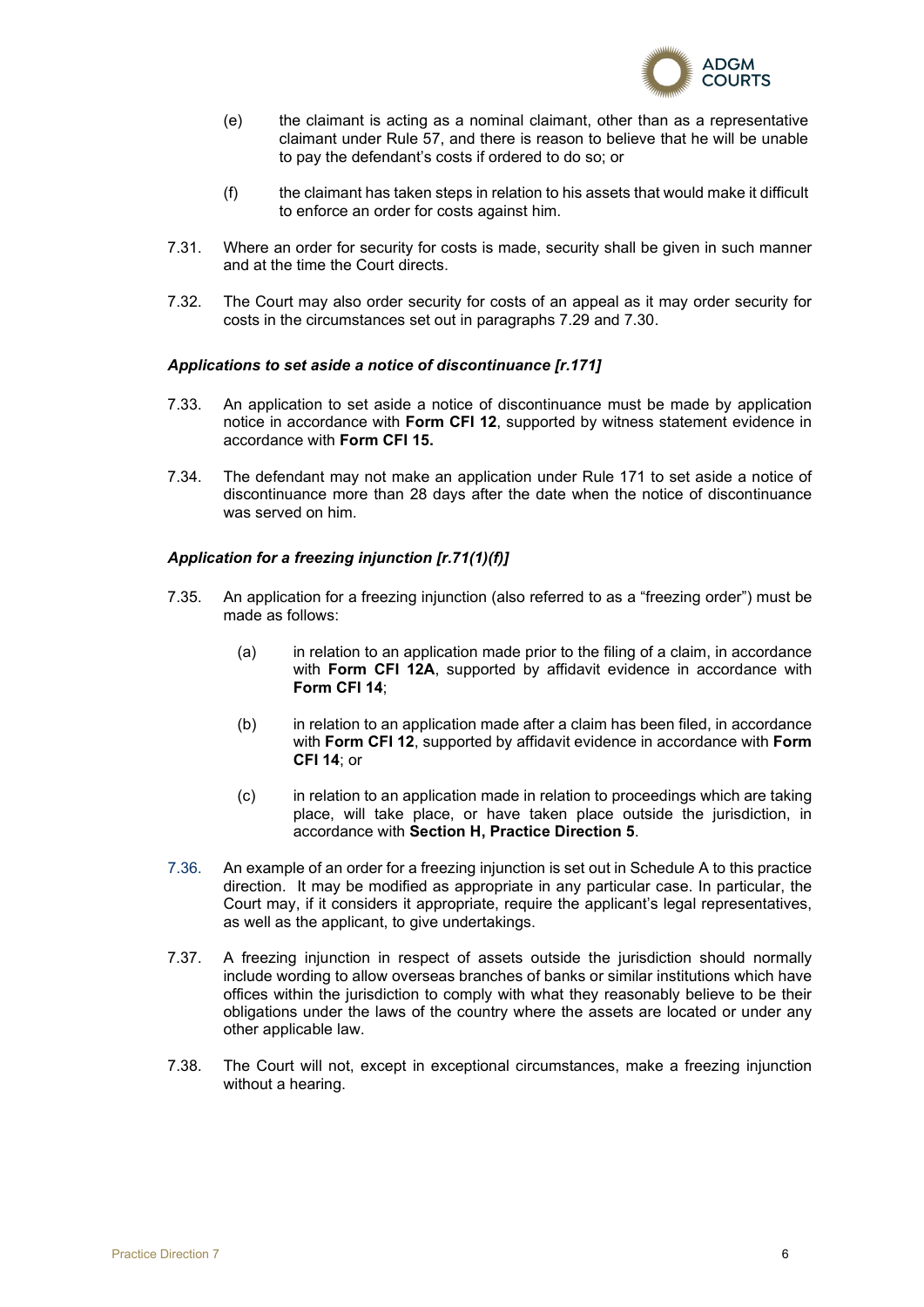(e) the claimant is acting as a nominal claimant, other than as a representative claimant under Rule 57, and there is reason to believe that he will be unable to pay the defendant's costs if ordered to do so; or

(f) the claimant has taken steps in relation to his assets that would make it difficult to enforce an order for costs against him.

7.31. Where an order for security for costs is made, security shall be given in such manner and at the time the Court directs.

7.32. The Court may also order security for costs of an appeal as it may order security for costs in the circumstances set out in paragraphs 7.29 and 7.30.

***Applications to set aside a notice of discontinuance [r.171]***

7.33. An application to set aside a notice of discontinuance must be made by application notice in accordance with **Form CFI 12**, supported by witness statement evidence in accordance with **Form CFI 15.**

7.34. The defendant may not make an application under Rule 171 to set aside a notice of discontinuance more than 28 days after the date when the notice of discontinuance was served on him.

***Application for a freezing injunction [r.71(1)(f)]***

7.35. An application for a freezing injunction (also referred to as a "freezing order") must be made as follows:

(a) in relation to an application made prior to the filing of a claim, in accordance with **Form CFI 12A**, supported by affidavit evidence in accordance with **Form CFI 14**;

(b) in relation to an application made after a claim has been filed, in accordance with **Form CFI 12**, supported by affidavit evidence in accordance with **Form CFI 14**; or

(c) in relation to an application made in relation to proceedings which are taking place, will take place, or have taken place outside the jurisdiction, in accordance with **Section H, Practice Direction 5**.

7.36. An example of an order for a freezing injunction is set out in Schedule A to this practice direction. It may be modified as appropriate in any particular case. In particular, the Court may, if it considers it appropriate, require the applicant's legal representatives, as well as the applicant, to give undertakings.

7.37. A freezing injunction in respect of assets outside the jurisdiction should normally include wording to allow overseas branches of banks or similar institutions which have offices within the jurisdiction to comply with what they reasonably believe to be their obligations under the laws of the country where the assets are located or under any other applicable law.

7.38. The Court will not, except in exceptional circumstances, make a freezing injunction without a hearing.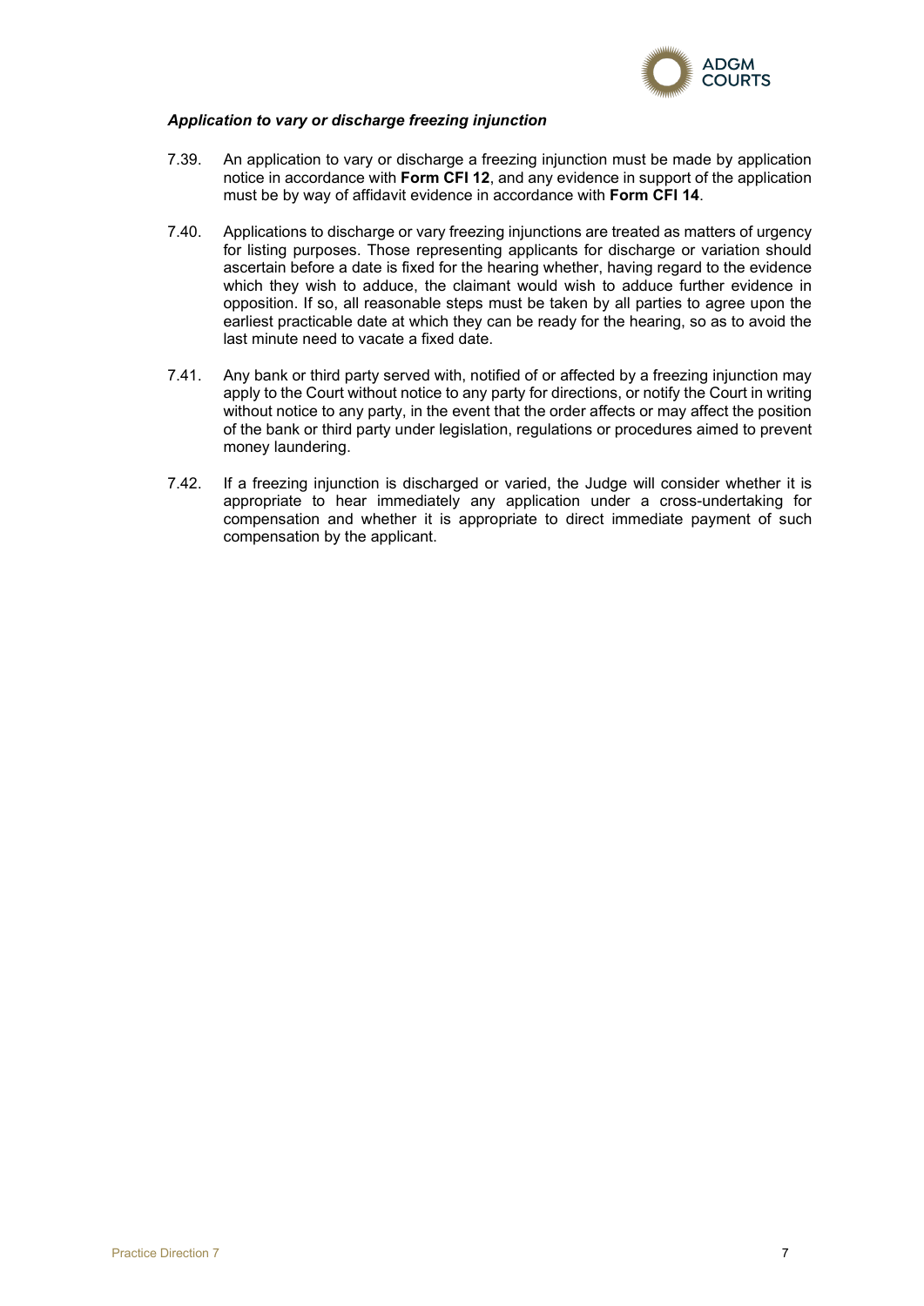*Application to vary or discharge freezing injunction*

7.39. An application to vary or discharge a freezing injunction must be made by application notice in accordance with **Form CFI 12**, and any evidence in support of the application must be by way of affidavit evidence in accordance with **Form CFI 14**.

7.40. Applications to discharge or vary freezing injunctions are treated as matters of urgency for listing purposes. Those representing applicants for discharge or variation should ascertain before a date is fixed for the hearing whether, having regard to the evidence which they wish to adduce, the claimant would wish to adduce further evidence in opposition. If so, all reasonable steps must be taken by all parties to agree upon the earliest practicable date at which they can be ready for the hearing, so as to avoid the last minute need to vacate a fixed date.

7.41. Any bank or third party served with, notified of or affected by a freezing injunction may apply to the Court without notice to any party for directions, or notify the Court in writing without notice to any party, in the event that the order affects or may affect the position of the bank or third party under legislation, regulations or procedures aimed to prevent money laundering.

7.42. If a freezing injunction is discharged or varied, the Judge will consider whether it is appropriate to hear immediately any application under a cross-undertaking for compensation and whether it is appropriate to direct immediate payment of such compensation by the applicant.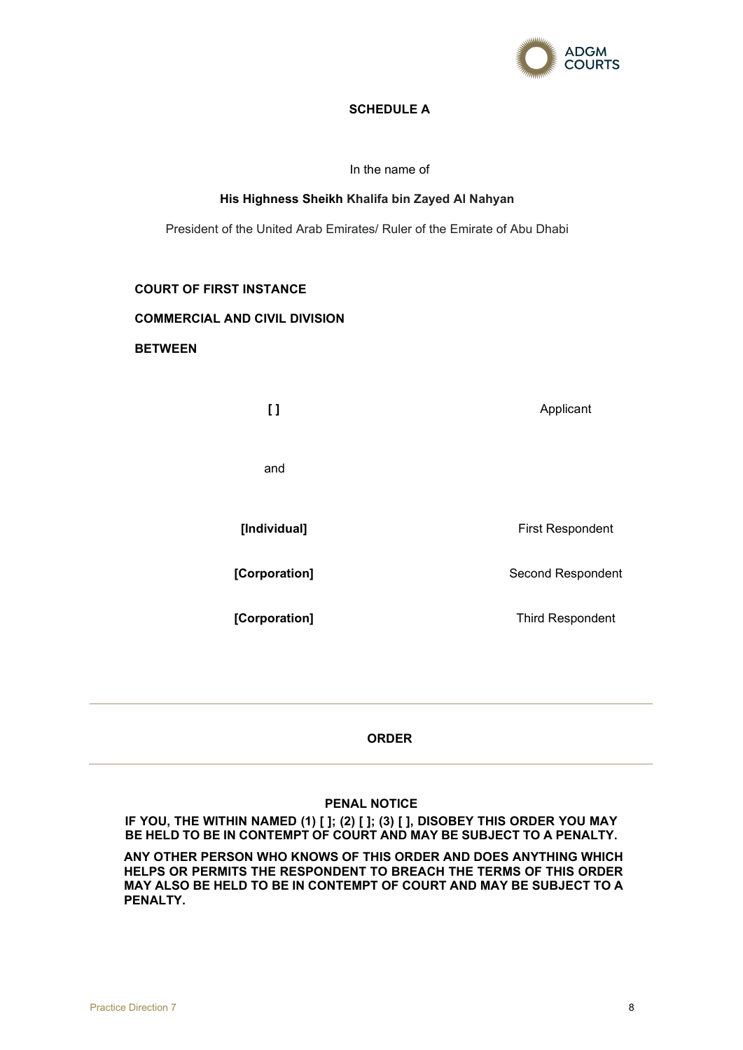**SCHEDULE A**

In the name of

**His Highness Sheikh Khalifa bin Zayed Al Nahyan**

President of the United Arab Emirates/ Ruler of the Emirate of Abu Dhabi

**COURT OF FIRST INSTANCE**

**COMMERCIAL AND CIVIL DIVISION**

**BETWEEN**

| | |
|---|---|
| **[ ]** | Applicant |
| and | |
| **[Individual]** | First Respondent |
| **[Corporation]** | Second Respondent |
| **[Corporation]** | Third Respondent |

---

**ORDER**

---

**PENAL NOTICE**

**IF YOU, THE WITHIN NAMED (1) [ ]; (2) [ ]; (3) [ ], DISOBEY THIS ORDER YOU MAY BE HELD TO BE IN CONTEMPT OF COURT AND MAY BE SUBJECT TO A PENALTY.**

**ANY OTHER PERSON WHO KNOWS OF THIS ORDER AND DOES ANYTHING WHICH HELPS OR PERMITS THE RESPONDENT TO BREACH THE TERMS OF THIS ORDER MAY ALSO BE HELD TO BE IN CONTEMPT OF COURT AND MAY BE SUBJECT TO A PENALTY.**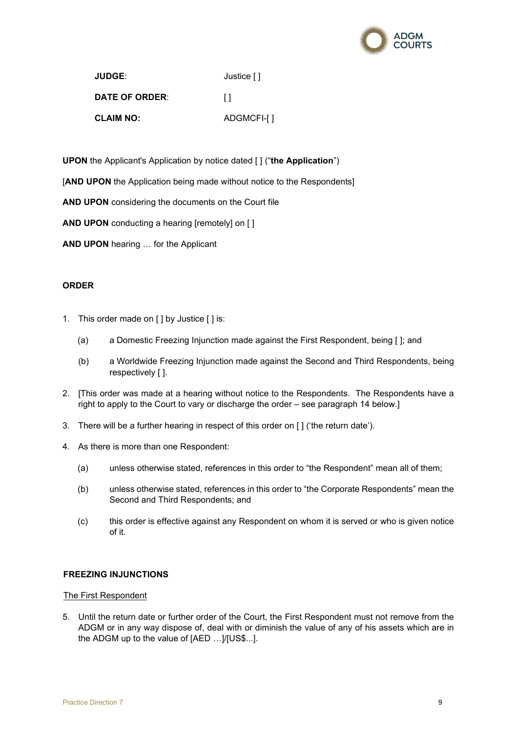| | |
|---|---|
| **JUDGE**: | Justice [ ] |
| **DATE OF ORDER**: | [ ] |
| **CLAIM NO:** | ADGMCFI-[ ] |

**UPON** the Applicant's Application by notice dated [ ] ("**the Application**")

[**AND UPON** the Application being made without notice to the Respondents]

**AND UPON** considering the documents on the Court file

**AND UPON** conducting a hearing [remotely] on [ ]

**AND UPON** hearing … for the Applicant

**ORDER**

1. This order made on [ ] by Justice [ ] is:

   (a) a Domestic Freezing Injunction made against the First Respondent, being [ ]; and

   (b) a Worldwide Freezing Injunction made against the Second and Third Respondents, being respectively [ ].

2. [This order was made at a hearing without notice to the Respondents. The Respondents have a right to apply to the Court to vary or discharge the order – see paragraph 14 below.]

3. There will be a further hearing in respect of this order on [ ] ('the return date').

4. As there is more than one Respondent:

   (a) unless otherwise stated, references in this order to "the Respondent" mean all of them;

   (b) unless otherwise stated, references in this order to "the Corporate Respondents" mean the Second and Third Respondents; and

   (c) this order is effective against any Respondent on whom it is served or who is given notice of it.

**FREEZING INJUNCTIONS**

The First Respondent

5. Until the return date or further order of the Court, the First Respondent must not remove from the ADGM or in any way dispose of, deal with or diminish the value of any of his assets which are in the ADGM up to the value of [AED …]/[US$...].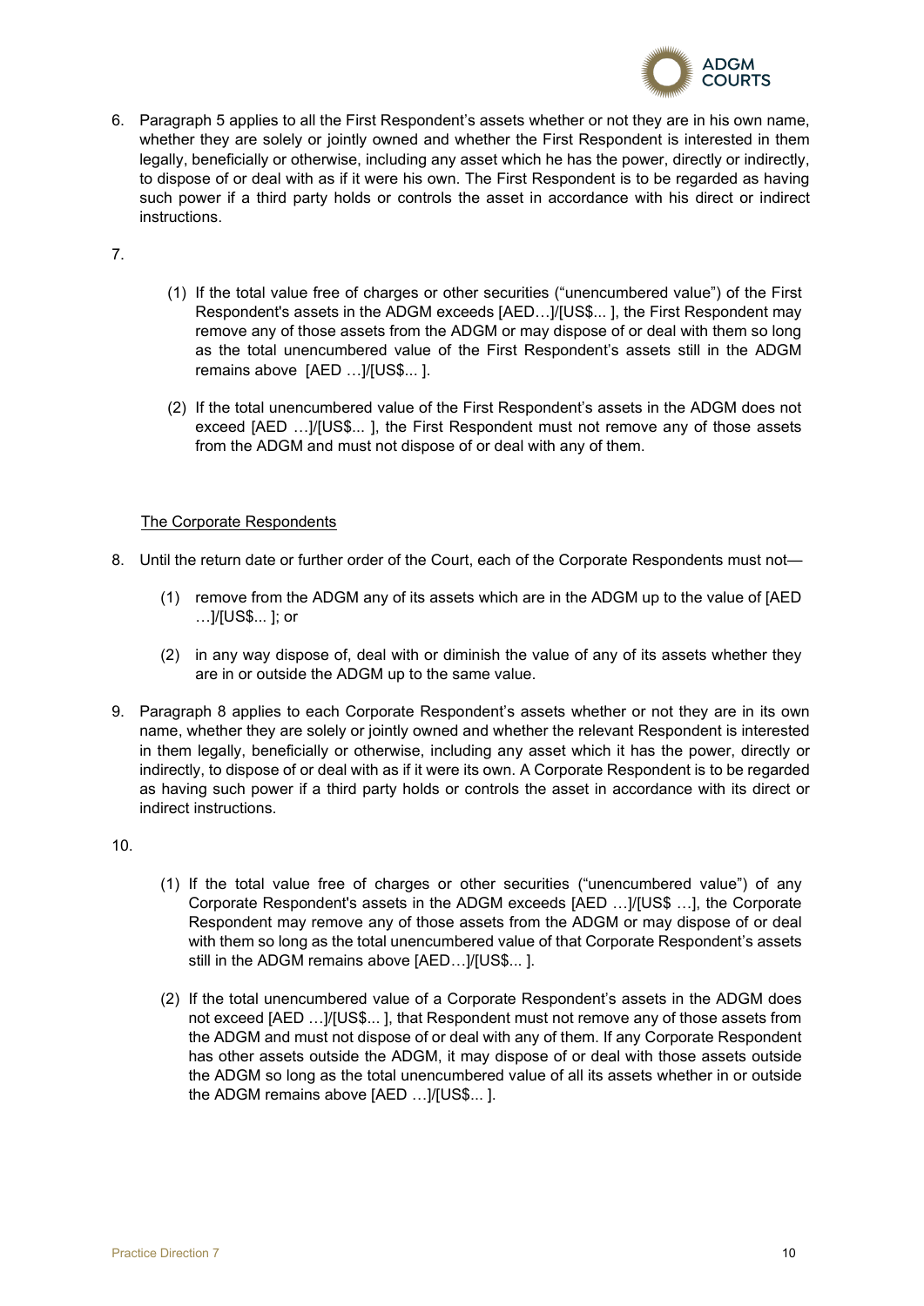6. Paragraph 5 applies to all the First Respondent's assets whether or not they are in his own name, whether they are solely or jointly owned and whether the First Respondent is interested in them legally, beneficially or otherwise, including any asset which he has the power, directly or indirectly, to dispose of or deal with as if it were his own. The First Respondent is to be regarded as having such power if a third party holds or controls the asset in accordance with his direct or indirect instructions.

7.

   (1) If the total value free of charges or other securities ("unencumbered value") of the First Respondent's assets in the ADGM exceeds [AED…]/[US$... ], the First Respondent may remove any of those assets from the ADGM or may dispose of or deal with them so long as the total unencumbered value of the First Respondent's assets still in the ADGM remains above [AED …]/[US$... ].

   (2) If the total unencumbered value of the First Respondent's assets in the ADGM does not exceed [AED …]/[US$... ], the First Respondent must not remove any of those assets from the ADGM and must not dispose of or deal with any of them.

<u>The Corporate Respondents</u>

8. Until the return date or further order of the Court, each of the Corporate Respondents must not—

   (1) remove from the ADGM any of its assets which are in the ADGM up to the value of [AED …]/[US$... ]; or

   (2) in any way dispose of, deal with or diminish the value of any of its assets whether they are in or outside the ADGM up to the same value.

9. Paragraph 8 applies to each Corporate Respondent's assets whether or not they are in its own name, whether they are solely or jointly owned and whether the relevant Respondent is interested in them legally, beneficially or otherwise, including any asset which it has the power, directly or indirectly, to dispose of or deal with as if it were its own. A Corporate Respondent is to be regarded as having such power if a third party holds or controls the asset in accordance with its direct or indirect instructions.

10.

   (1) If the total value free of charges or other securities ("unencumbered value") of any Corporate Respondent's assets in the ADGM exceeds [AED …]/[US$ …], the Corporate Respondent may remove any of those assets from the ADGM or may dispose of or deal with them so long as the total unencumbered value of that Corporate Respondent's assets still in the ADGM remains above [AED…]/[US$... ].

   (2) If the total unencumbered value of a Corporate Respondent's assets in the ADGM does not exceed [AED …]/[US$... ], that Respondent must not remove any of those assets from the ADGM and must not dispose of or deal with any of them. If any Corporate Respondent has other assets outside the ADGM, it may dispose of or deal with those assets outside the ADGM so long as the total unencumbered value of all its assets whether in or outside the ADGM remains above [AED …]/[US$... ].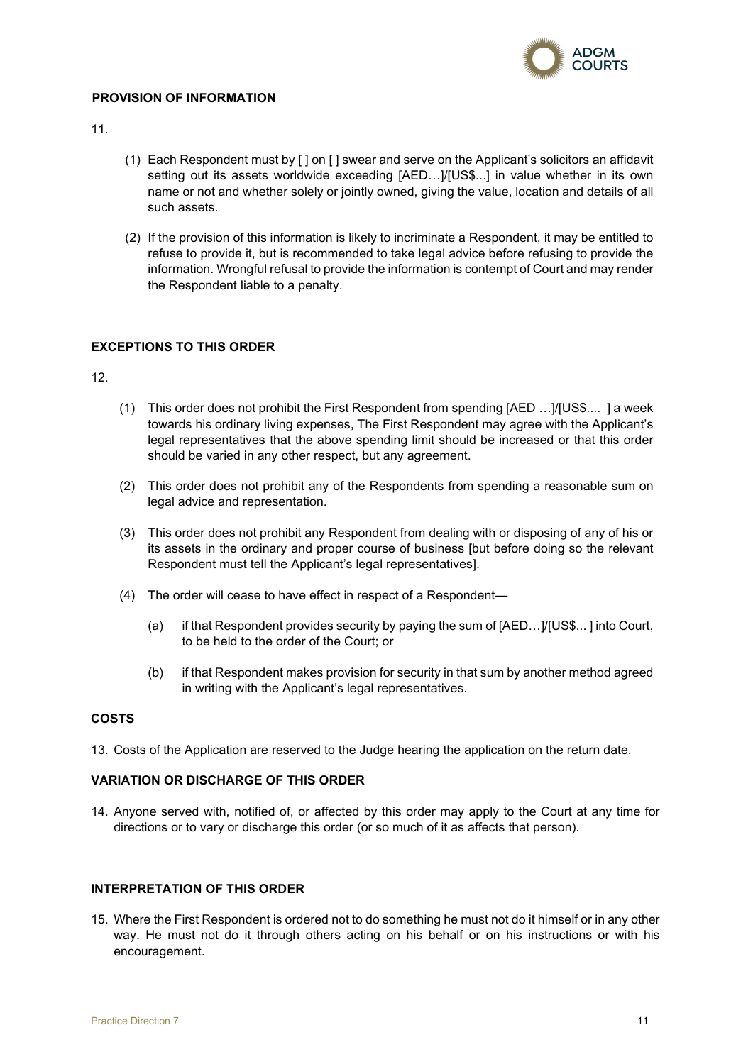**PROVISION OF INFORMATION**

11.

(1) Each Respondent must by [ ] on [ ] swear and serve on the Applicant's solicitors an affidavit setting out its assets worldwide exceeding [AED…]/[US$...] in value whether in its own name or not and whether solely or jointly owned, giving the value, location and details of all such assets.

(2) If the provision of this information is likely to incriminate a Respondent, it may be entitled to refuse to provide it, but is recommended to take legal advice before refusing to provide the information. Wrongful refusal to provide the information is contempt of Court and may render the Respondent liable to a penalty.

**EXCEPTIONS TO THIS ORDER**

12.

(1) This order does not prohibit the First Respondent from spending [AED …]/[US$.... ] a week towards his ordinary living expenses, The First Respondent may agree with the Applicant's legal representatives that the above spending limit should be increased or that this order should be varied in any other respect, but any agreement.

(2) This order does not prohibit any of the Respondents from spending a reasonable sum on legal advice and representation.

(3) This order does not prohibit any Respondent from dealing with or disposing of any of his or its assets in the ordinary and proper course of business [but before doing so the relevant Respondent must tell the Applicant's legal representatives].

(4) The order will cease to have effect in respect of a Respondent—

(a) if that Respondent provides security by paying the sum of [AED…]/[US$... ] into Court, to be held to the order of the Court; or

(b) if that Respondent makes provision for security in that sum by another method agreed in writing with the Applicant's legal representatives.

**COSTS**

13. Costs of the Application are reserved to the Judge hearing the application on the return date.

**VARIATION OR DISCHARGE OF THIS ORDER**

14. Anyone served with, notified of, or affected by this order may apply to the Court at any time for directions or to vary or discharge this order (or so much of it as affects that person).

**INTERPRETATION OF THIS ORDER**

15. Where the First Respondent is ordered not to do something he must not do it himself or in any other way. He must not do it through others acting on his behalf or on his instructions or with his encouragement.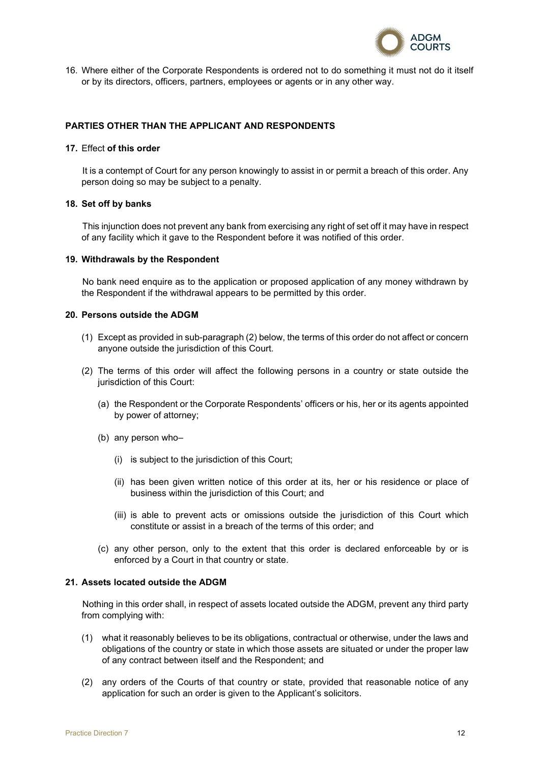16. Where either of the Corporate Respondents is ordered not to do something it must not do it itself or by its directors, officers, partners, employees or agents or in any other way.

**PARTIES OTHER THAN THE APPLICANT AND RESPONDENTS**

**17.** Effect **of this order**

It is a contempt of Court for any person knowingly to assist in or permit a breach of this order. Any person doing so may be subject to a penalty.

**18. Set off by banks**

This injunction does not prevent any bank from exercising any right of set off it may have in respect of any facility which it gave to the Respondent before it was notified of this order.

**19. Withdrawals by the Respondent**

No bank need enquire as to the application or proposed application of any money withdrawn by the Respondent if the withdrawal appears to be permitted by this order.

**20. Persons outside the ADGM**

(1) Except as provided in sub-paragraph (2) below, the terms of this order do not affect or concern anyone outside the jurisdiction of this Court.

(2) The terms of this order will affect the following persons in a country or state outside the jurisdiction of this Court:

(a) the Respondent or the Corporate Respondents' officers or his, her or its agents appointed by power of attorney;

(b) any person who–

(i) is subject to the jurisdiction of this Court;

(ii) has been given written notice of this order at its, her or his residence or place of business within the jurisdiction of this Court; and

(iii) is able to prevent acts or omissions outside the jurisdiction of this Court which constitute or assist in a breach of the terms of this order; and

(c) any other person, only to the extent that this order is declared enforceable by or is enforced by a Court in that country or state.

**21. Assets located outside the ADGM**

Nothing in this order shall, in respect of assets located outside the ADGM, prevent any third party from complying with:

(1) what it reasonably believes to be its obligations, contractual or otherwise, under the laws and obligations of the country or state in which those assets are situated or under the proper law of any contract between itself and the Respondent; and

(2) any orders of the Courts of that country or state, provided that reasonable notice of any application for such an order is given to the Applicant's solicitors.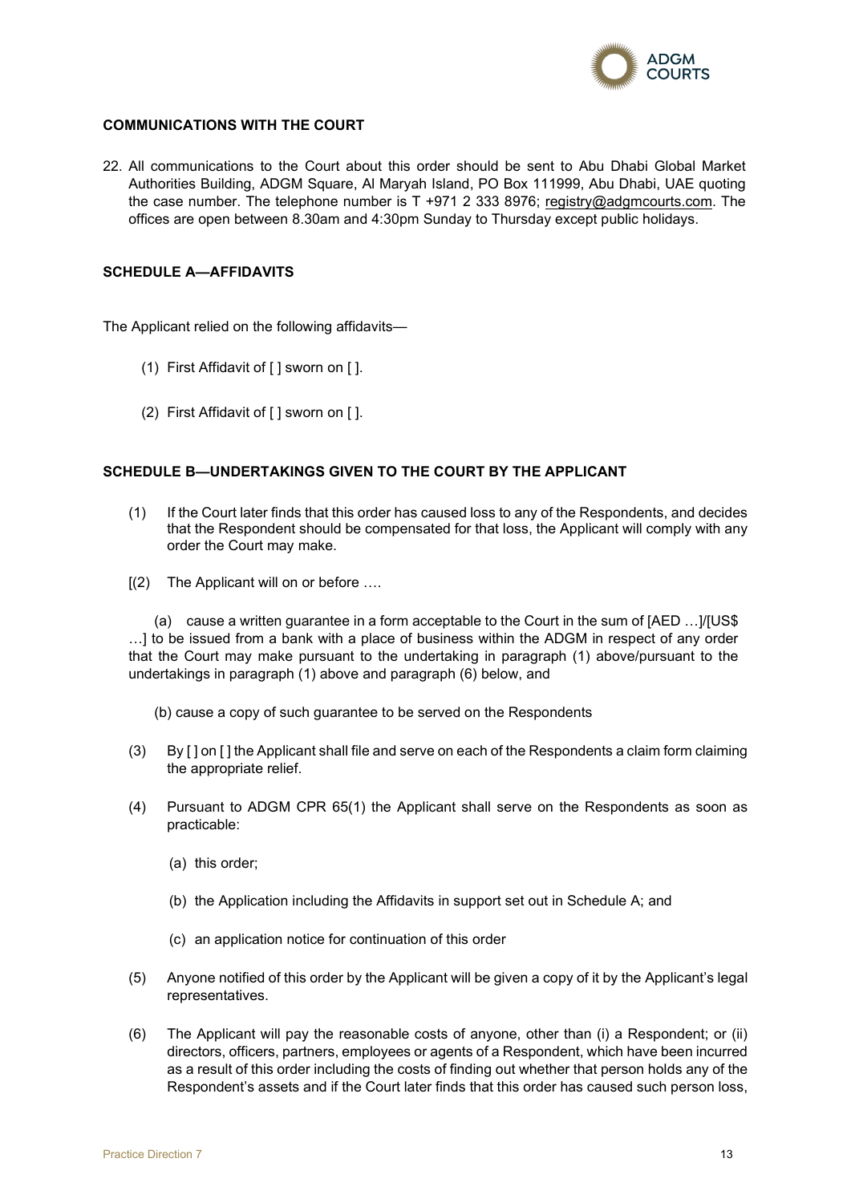## COMMUNICATIONS WITH THE COURT

22. All communications to the Court about this order should be sent to Abu Dhabi Global Market Authorities Building, ADGM Square, Al Maryah Island, PO Box 111999, Abu Dhabi, UAE quoting the case number. The telephone number is T +971 2 333 8976; registry@adgmcourts.com. The offices are open between 8.30am and 4:30pm Sunday to Thursday except public holidays.

## SCHEDULE A—AFFIDAVITS

The Applicant relied on the following affidavits—

(1) First Affidavit of [ ] sworn on [ ].

(2) First Affidavit of [ ] sworn on [ ].

## SCHEDULE B—UNDERTAKINGS GIVEN TO THE COURT BY THE APPLICANT

(1) If the Court later finds that this order has caused loss to any of the Respondents, and decides that the Respondent should be compensated for that loss, the Applicant will comply with any order the Court may make.

[(2) The Applicant will on or before ….

(a) cause a written guarantee in a form acceptable to the Court in the sum of [AED …]/[US$ …] to be issued from a bank with a place of business within the ADGM in respect of any order that the Court may make pursuant to the undertaking in paragraph (1) above/pursuant to the undertakings in paragraph (1) above and paragraph (6) below, and

(b) cause a copy of such guarantee to be served on the Respondents

(3) By [ ] on [ ] the Applicant shall file and serve on each of the Respondents a claim form claiming the appropriate relief.

(4) Pursuant to ADGM CPR 65(1) the Applicant shall serve on the Respondents as soon as practicable:

(a) this order;

(b) the Application including the Affidavits in support set out in Schedule A; and

(c) an application notice for continuation of this order

(5) Anyone notified of this order by the Applicant will be given a copy of it by the Applicant's legal representatives.

(6) The Applicant will pay the reasonable costs of anyone, other than (i) a Respondent; or (ii) directors, officers, partners, employees or agents of a Respondent, which have been incurred as a result of this order including the costs of finding out whether that person holds any of the Respondent's assets and if the Court later finds that this order has caused such person loss,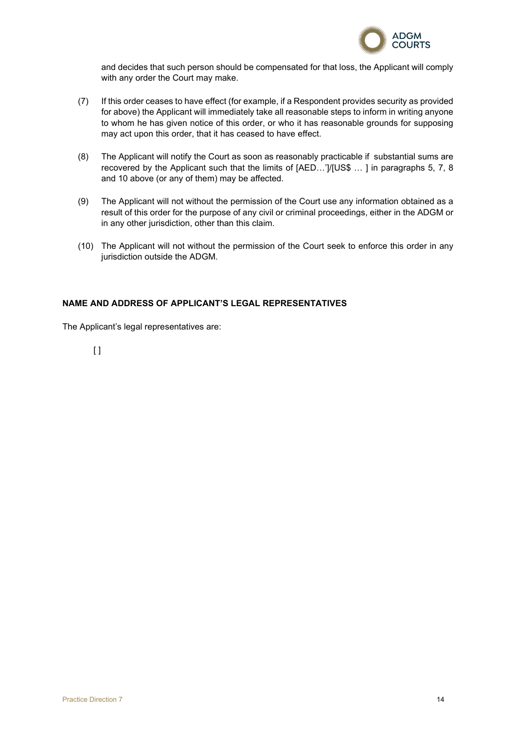and decides that such person should be compensated for that loss, the Applicant will comply with any order the Court may make.

(7) If this order ceases to have effect (for example, if a Respondent provides security as provided for above) the Applicant will immediately take all reasonable steps to inform in writing anyone to whom he has given notice of this order, or who it has reasonable grounds for supposing may act upon this order, that it has ceased to have effect.

(8) The Applicant will notify the Court as soon as reasonably practicable if substantial sums are recovered by the Applicant such that the limits of [AED…']/[US$ … ] in paragraphs 5, 7, 8 and 10 above (or any of them) may be affected.

(9) The Applicant will not without the permission of the Court use any information obtained as a result of this order for the purpose of any civil or criminal proceedings, either in the ADGM or in any other jurisdiction, other than this claim.

(10) The Applicant will not without the permission of the Court seek to enforce this order in any jurisdiction outside the ADGM.

**NAME AND ADDRESS OF APPLICANT'S LEGAL REPRESENTATIVES**

The Applicant's legal representatives are:

[ ]